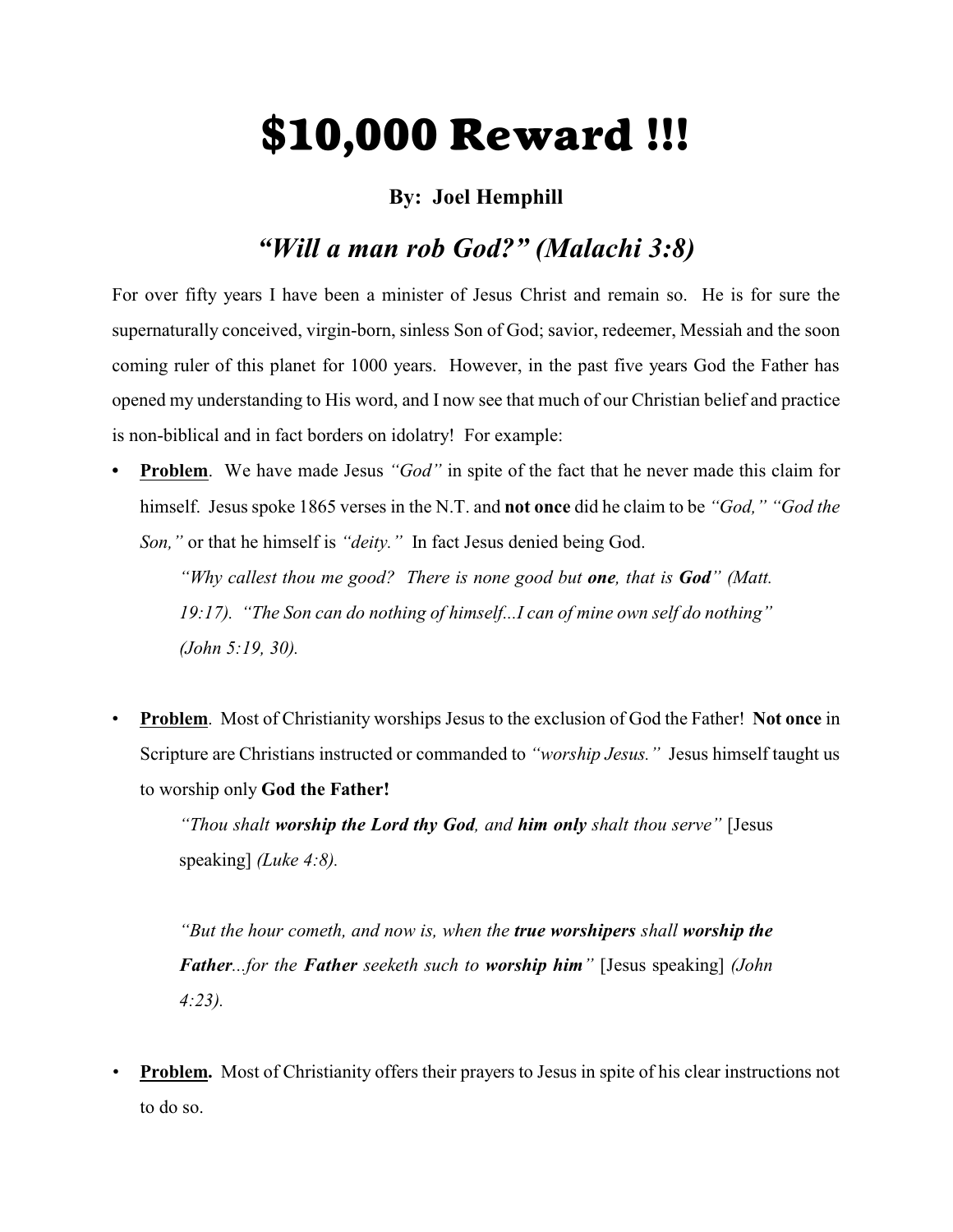# $10,000 Reward !!!

**By: Joel Hemphill**

## *"Will a man rob God?" (Malachi 3:8)*

For over fifty years I have been a minister of Jesus Christ and remain so. He is for sure the supernaturally conceived, virgin-born, sinless Son of God; savior, redeemer, Messiah and the soon coming ruler of this planet for 1000 years. However, in the past five years God the Father has opened my understanding to His word, and I now see that much of our Christian belief and practice is non-biblical and in fact borders on idolatry! For example:

- **Problem**. We have made Jesus *"God"* in spite of the fact that he never made this claim for himself. Jesus spoke 1865 verses in the N.T. and **not once** did he claim to be *"God," "God the Son,"* or that he himself is *"deity."* In fact Jesus denied being God.

  *"Why callest thou me good? There is none good but **one**, that is **God**" (Matt. 19:17). "The Son can do nothing of himself...I can of mine own self do nothing" (John 5:19, 30).*

- **Problem**. Most of Christianity worships Jesus to the exclusion of God the Father! **Not once** in Scripture are Christians instructed or commanded to *"worship Jesus."* Jesus himself taught us to worship only **God the Father!**

  *"Thou shalt **worship the Lord thy God**, and **him only** shalt thou serve"* [Jesus speaking] *(Luke 4:8).*

  *"But the hour cometh, and now is, when the **true worshipers** shall **worship the Father**...for the **Father** seeketh such to **worship him**"* [Jesus speaking] *(John 4:23).*

- **Problem.** Most of Christianity offers their prayers to Jesus in spite of his clear instructions not to do so.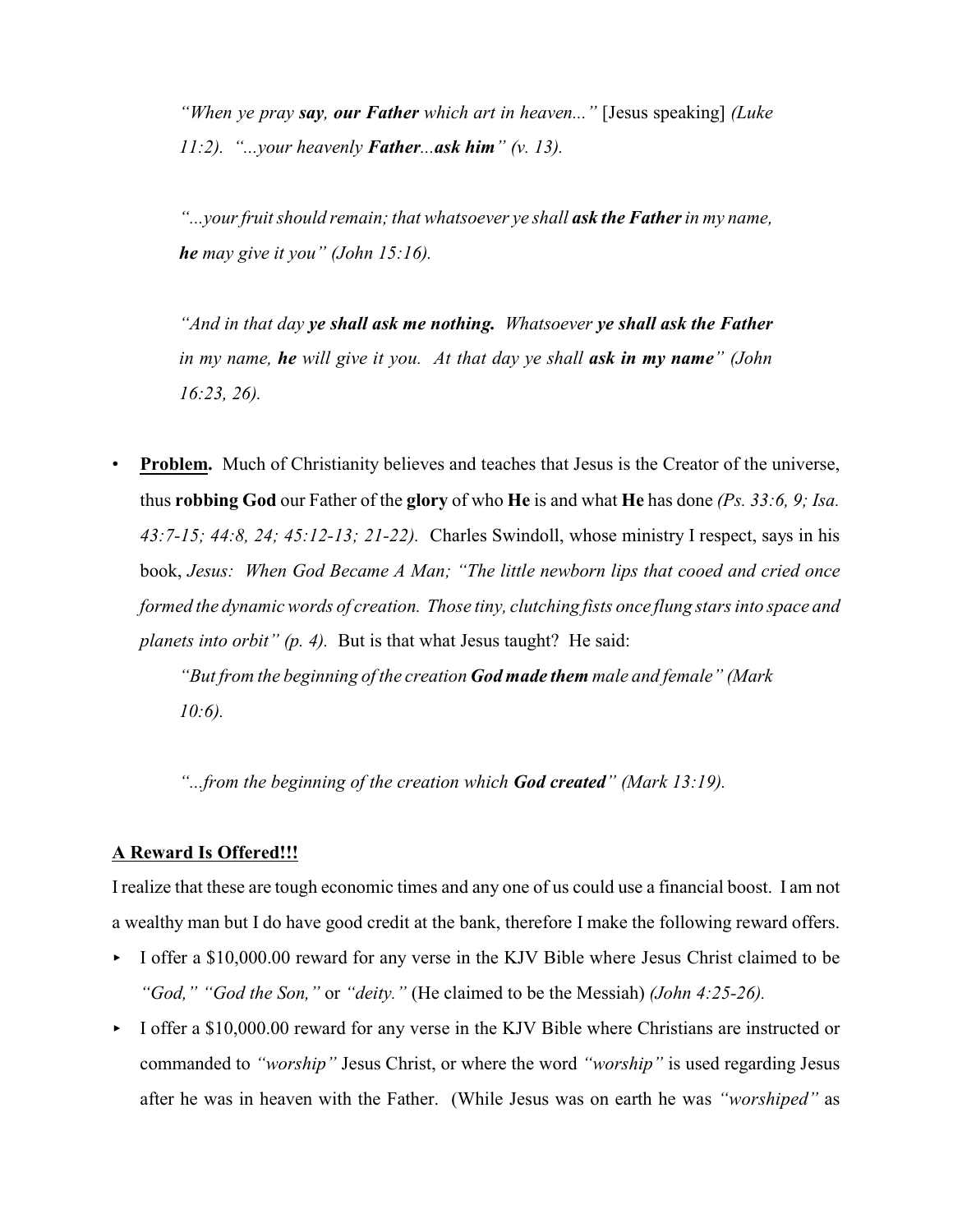> *"When ye pray **say, our Father** which art in heaven..."* [Jesus speaking] *(Luke 11:2). "...your heavenly **Father**...**ask him**" (v. 13).*
>
> *"...your fruit should remain; that whatsoever ye shall **ask the Father** in my name, **he** may give it you" (John 15:16).*
>
> *"And in that day **ye shall ask me nothing.** Whatsoever **ye shall ask the Father** in my name, **he** will give it you. At that day ye shall **ask in my name**" (John 16:23, 26).*

- **<u>Problem</u>.** Much of Christianity believes and teaches that Jesus is the Creator of the universe, thus **robbing God** our Father of the **glory** of who **He** is and what **He** has done *(Ps. 33:6, 9; Isa. 43:7-15; 44:8, 24; 45:12-13; 21-22).* Charles Swindoll, whose ministry I respect, says in his book, *Jesus: When God Became A Man; "The little newborn lips that cooed and cried once formed the dynamic words of creation. Those tiny, clutching fists once flung stars into space and planets into orbit" (p. 4).* But is that what Jesus taught? He said:

  > *"But from the beginning of the creation **God made them** male and female" (Mark 10:6).*
  >
  > *"...from the beginning of the creation which **God created**" (Mark 13:19).*

**<u>A Reward Is Offered!!!</u>**

I realize that these are tough economic times and any one of us could use a financial boost. I am not a wealthy man but I do have good credit at the bank, therefore I make the following reward offers.

- I offer a $10,000.00 reward for any verse in the KJV Bible where Jesus Christ claimed to be *"God," "God the Son,"* or *"deity."* (He claimed to be the Messiah) *(John 4:25-26).*
- I offer a $10,000.00 reward for any verse in the KJV Bible where Christians are instructed or commanded to *"worship"* Jesus Christ, or where the word *"worship"* is used regarding Jesus after he was in heaven with the Father. (While Jesus was on earth he was *"worshiped"* as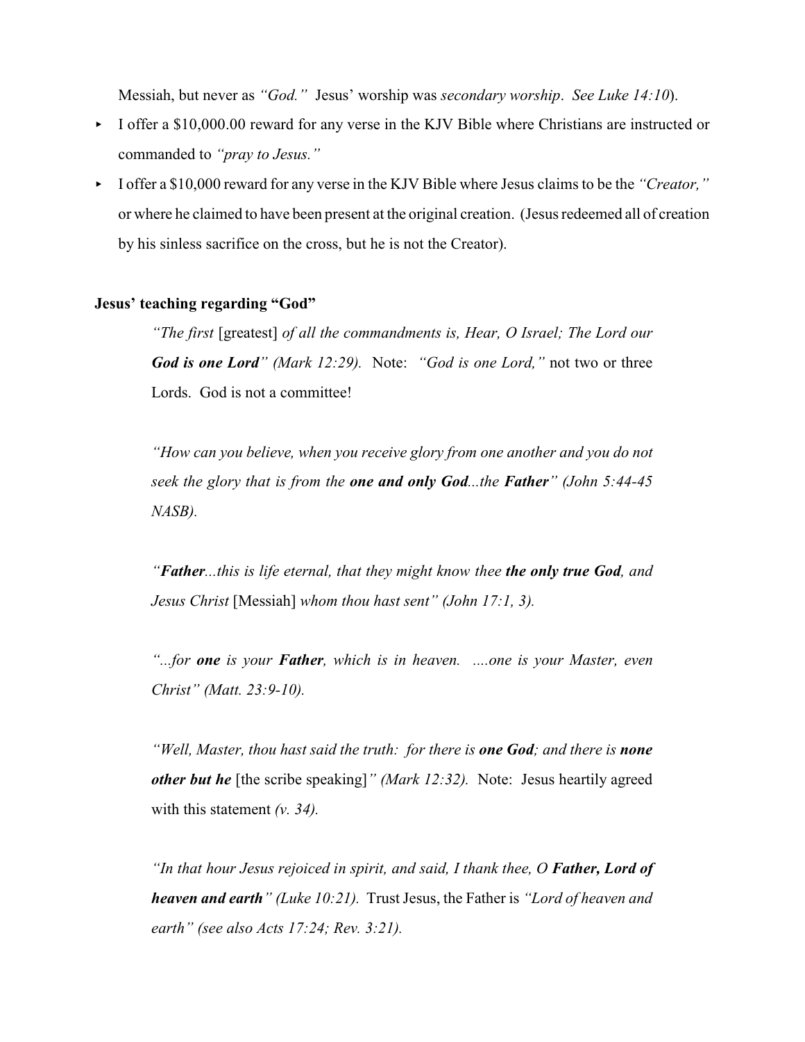Messiah, but never as *"God."* Jesus' worship was *secondary worship*. *See Luke 14:10*).

- I offer a $10,000.00 reward for any verse in the KJV Bible where Christians are instructed or commanded to *"pray to Jesus."*
- I offer a $10,000 reward for any verse in the KJV Bible where Jesus claims to be the *"Creator,"* or where he claimed to have been present at the original creation. (Jesus redeemed all of creation by his sinless sacrifice on the cross, but he is not the Creator).

**Jesus' teaching regarding "God"**

> *"The first* [greatest] *of all the commandments is, Hear, O Israel; The Lord our* ***God is one Lord****" (Mark 12:29).* Note: *"God is one Lord,"* not two or three Lords. God is not a committee!
>
> *"How can you believe, when you receive glory from one another and you do not seek the glory that is from the* ***one and only God****...the* ***Father****" (John 5:44-45 NASB).*
>
> *"****Father****...this is life eternal, that they might know thee* ***the only true God****, and Jesus Christ* [Messiah] *whom thou hast sent" (John 17:1, 3).*
>
> *"...for* ***one*** *is your* ***Father****, which is in heaven. ....one is your Master, even Christ" (Matt. 23:9-10).*
>
> *"Well, Master, thou hast said the truth: for there is* ***one God****; and there is* ***none other but he*** [the scribe speaking]*" (Mark 12:32).* Note: Jesus heartily agreed with this statement *(v. 34).*
>
> *"In that hour Jesus rejoiced in spirit, and said, I thank thee, O* ***Father, Lord of heaven and earth****" (Luke 10:21).* Trust Jesus, the Father is *"Lord of heaven and earth" (see also Acts 17:24; Rev. 3:21).*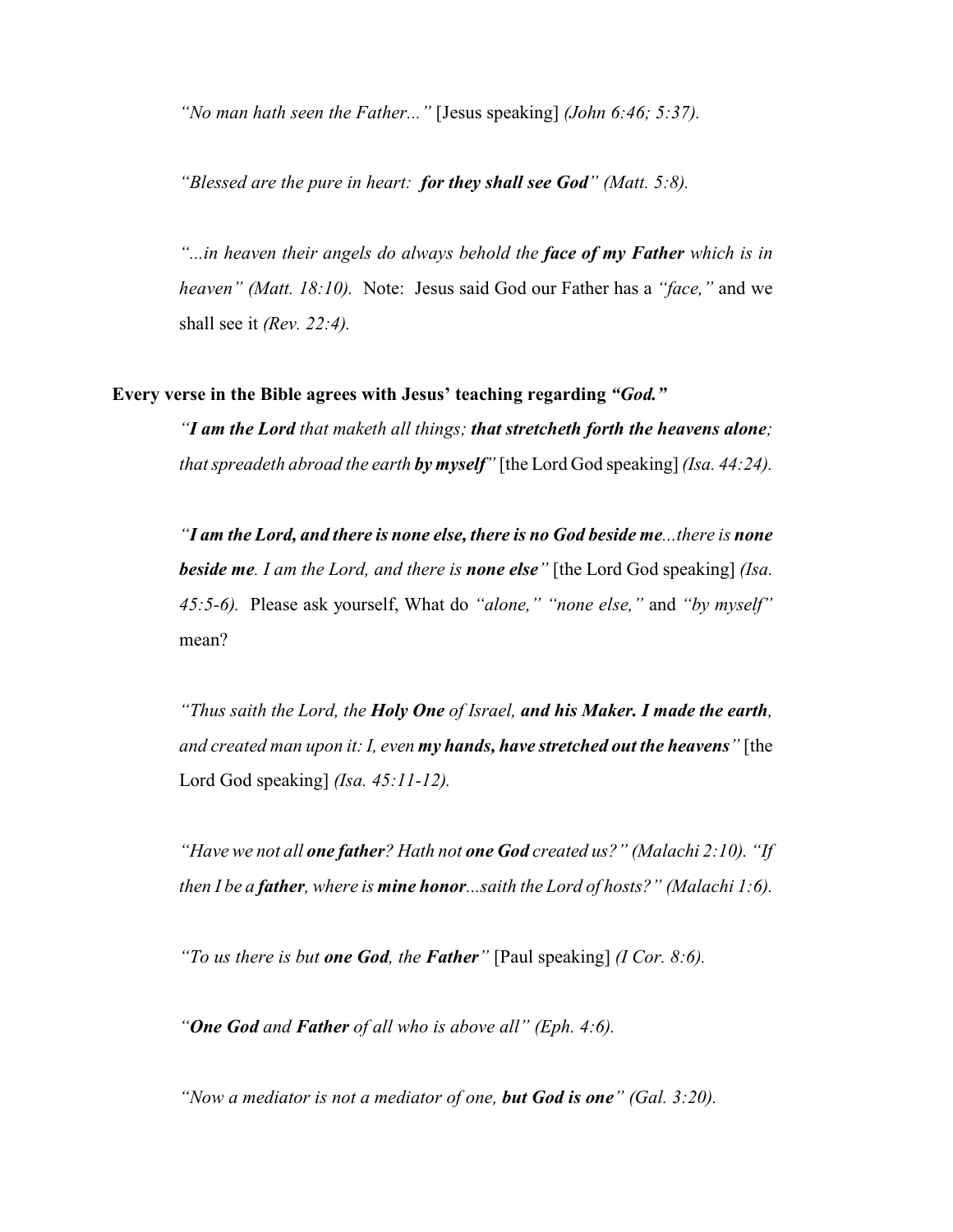*"No man hath seen the Father..."* [Jesus speaking] *(John 6:46; 5:37).*

*"Blessed are the pure in heart: **for they shall see God**" (Matt. 5:8).*

*"...in heaven their angels do always behold the **face of my Father** which is in heaven" (Matt. 18:10).* Note: Jesus said God our Father has a *"face,"* and we shall see it *(Rev. 22:4).*

**Every verse in the Bible agrees with Jesus' teaching regarding *"God."***

*"**I am the Lord** that maketh all things; **that stretcheth forth the heavens alone**; that spreadeth abroad the earth **by myself**"* [the Lord God speaking] *(Isa. 44:24).*

*"**I am the Lord, and there is none else, there is no God beside me**...there is **none beside me**. I am the Lord, and there is **none else**"* [the Lord God speaking] *(Isa. 45:5-6).* Please ask yourself, What do *"alone," "none else,"* and *"by myself"* mean?

*"Thus saith the Lord, the **Holy One** of Israel, **and his Maker. I made the earth**, and created man upon it: I, even **my hands, have stretched out the heavens**"* [the Lord God speaking] *(Isa. 45:11-12).*

*"Have we not all **one father**? Hath not **one God** created us?" (Malachi 2:10). "If then I be a **father**, where is **mine honor**...saith the Lord of hosts?" (Malachi 1:6).*

*"To us there is but **one God**, the **Father**"* [Paul speaking] *(I Cor. 8:6).*

*"**One God** and **Father** of all who is above all" (Eph. 4:6).*

*"Now a mediator is not a mediator of one, **but God is one**" (Gal. 3:20).*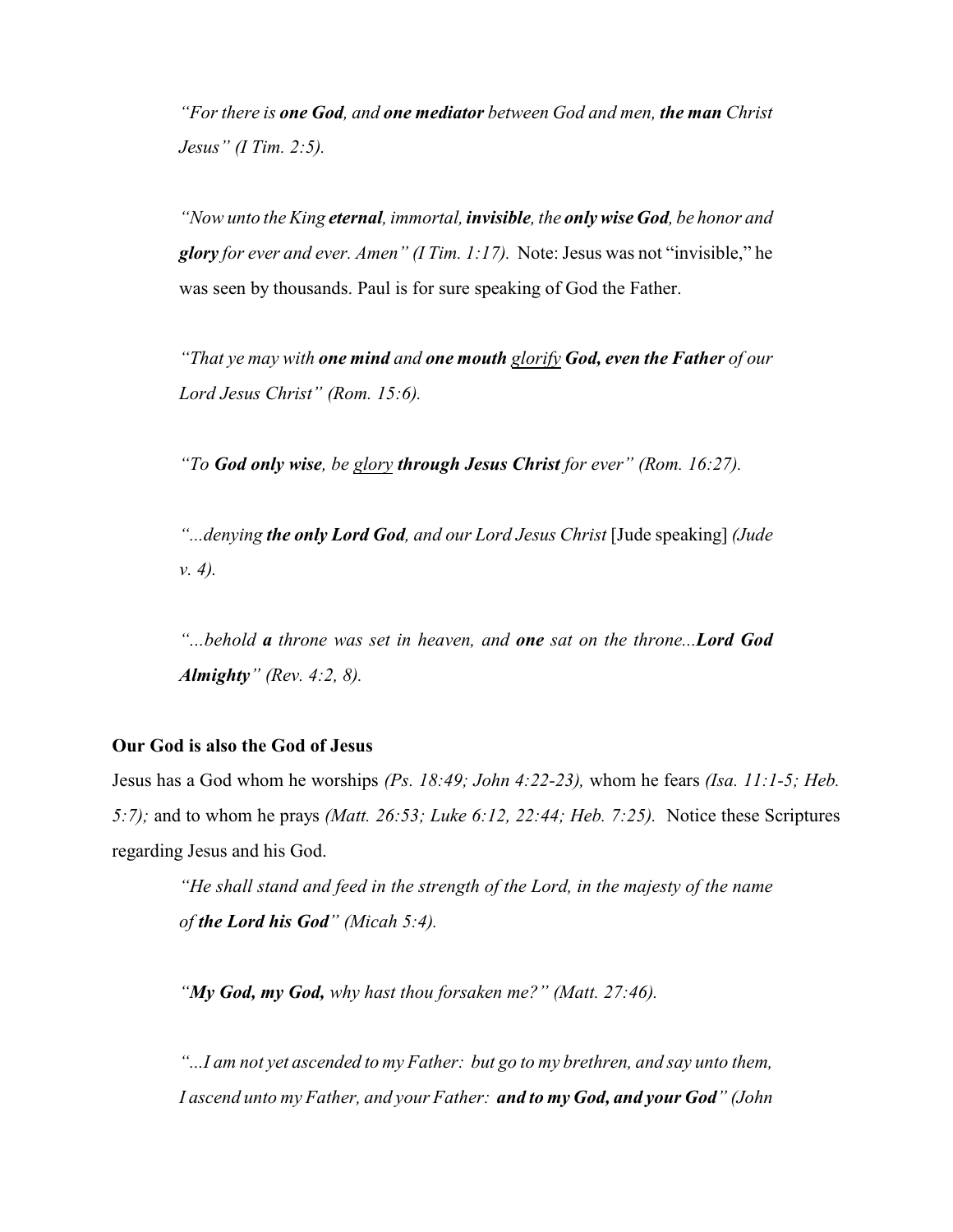> *"For there is **one God**, and **one mediator** between God and men, **the man** Christ Jesus" (I Tim. 2:5).*
>
> *"Now unto the King **eternal**, immortal, **invisible**, the **only wise God**, be honor and **glory** for ever and ever. Amen" (I Tim. 1:17).* Note: Jesus was not "invisible," he was seen by thousands. Paul is for sure speaking of God the Father.
>
> *"That ye may with **one mind** and **one mouth** <u>glorify</u> **God, even the Father** of our Lord Jesus Christ" (Rom. 15:6).*
>
> *"To **God only wise**, be <u>glory</u> **through Jesus Christ** for ever" (Rom. 16:27).*
>
> *"...denying **the only Lord God**, and our Lord Jesus Christ* [Jude speaking] *(Jude v. 4).*
>
> *"...behold **a** throne was set in heaven, and **one** sat on the throne...**Lord God Almighty**" (Rev. 4:2, 8).*

**Our God is also the God of Jesus**

Jesus has a God whom he worships *(Ps. 18:49; John 4:22-23),* whom he fears *(Isa. 11:1-5; Heb. 5:7);* and to whom he prays *(Matt. 26:53; Luke 6:12, 22:44; Heb. 7:25).* Notice these Scriptures regarding Jesus and his God.

> *"He shall stand and feed in the strength of the Lord, in the majesty of the name of **the Lord his God**" (Micah 5:4).*
>
> *"**My God, my God,** why hast thou forsaken me?" (Matt. 27:46).*
>
> *"...I am not yet ascended to my Father: but go to my brethren, and say unto them, I ascend unto my Father, and your Father: **and to my God, and your God**" (John*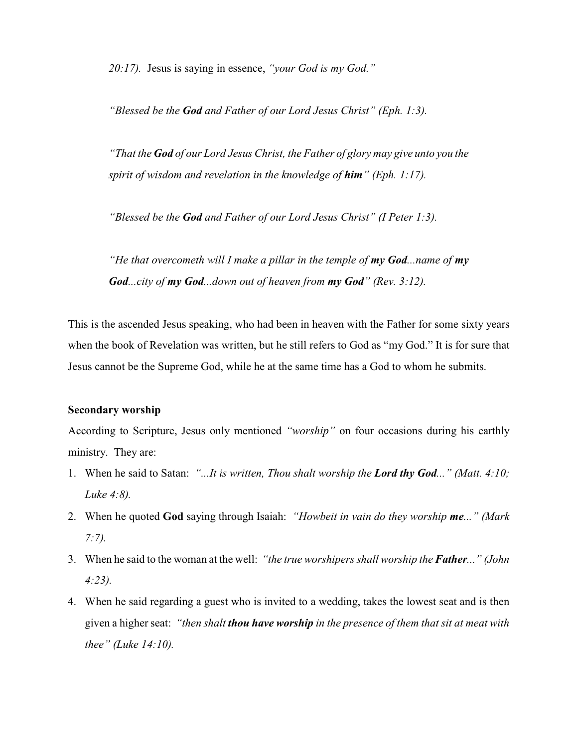*20:17).* Jesus is saying in essence, *"your God is my God."*

*"Blessed be the **God** and Father of our Lord Jesus Christ" (Eph. 1:3).*

*"That the **God** of our Lord Jesus Christ, the Father of glory may give unto you the spirit of wisdom and revelation in the knowledge of **him**" (Eph. 1:17).*

*"Blessed be the **God** and Father of our Lord Jesus Christ" (I Peter 1:3).*

*"He that overcometh will I make a pillar in the temple of **my God**...name of **my God**...city of **my God**...down out of heaven from **my God**" (Rev. 3:12).*

This is the ascended Jesus speaking, who had been in heaven with the Father for some sixty years when the book of Revelation was written, but he still refers to God as "my God." It is for sure that Jesus cannot be the Supreme God, while he at the same time has a God to whom he submits.

**Secondary worship**

According to Scripture, Jesus only mentioned *"worship"* on four occasions during his earthly ministry. They are:

1. When he said to Satan: *"...It is written, Thou shalt worship the **Lord thy God**..." (Matt. 4:10; Luke 4:8).*
2. When he quoted **God** saying through Isaiah: *"Howbeit in vain do they worship **me**..." (Mark 7:7).*
3. When he said to the woman at the well: *"the true worshipers shall worship the **Father**..." (John 4:23).*
4. When he said regarding a guest who is invited to a wedding, takes the lowest seat and is then given a higher seat: *"then shalt **thou have worship** in the presence of them that sit at meat with thee" (Luke 14:10).*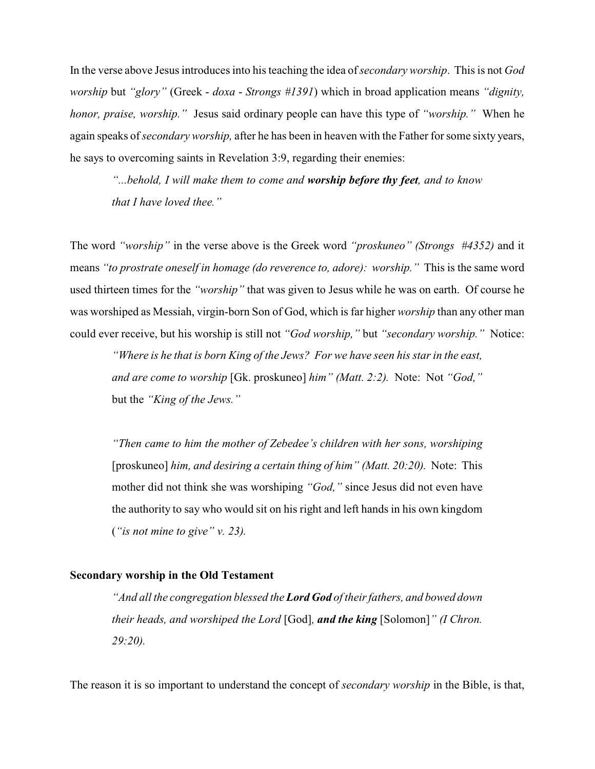In the verse above Jesus introduces into his teaching the idea of *secondary worship*. This is not *God worship* but *"glory"* (Greek - *doxa* - *Strongs #1391*) which in broad application means *"dignity, honor, praise, worship."* Jesus said ordinary people can have this type of *"worship."* When he again speaks of *secondary worship,* after he has been in heaven with the Father for some sixty years, he says to overcoming saints in Revelation 3:9, regarding their enemies:

> *"...behold, I will make them to come and **worship before thy feet**, and to know that I have loved thee."*

The word *"worship"* in the verse above is the Greek word *"proskuneo" (Strongs #4352)* and it means *"to prostrate oneself in homage (do reverence to, adore): worship."* This is the same word used thirteen times for the *"worship"* that was given to Jesus while he was on earth. Of course he was worshiped as Messiah, virgin-born Son of God, which is far higher *worship* than any other man could ever receive, but his worship is still not *"God worship,"* but *"secondary worship."* Notice:

> *"Where is he that is born King of the Jews? For we have seen his star in the east, and are come to worship* [Gk. proskuneo] *him" (Matt. 2:2).* Note: Not *"God,"* but the *"King of the Jews."*
>
> *"Then came to him the mother of Zebedee's children with her sons, worshiping* [proskuneo] *him, and desiring a certain thing of him" (Matt. 20:20).* Note: This mother did not think she was worshiping *"God,"* since Jesus did not even have the authority to say who would sit on his right and left hands in his own kingdom (*"is not mine to give" v. 23).*

**Secondary worship in the Old Testament**

> *"And all the congregation blessed the **Lord God** of their fathers, and bowed down their heads, and worshiped the Lord* [God]*, **and the king*** [Solomon]*" (I Chron. 29:20).*

The reason it is so important to understand the concept of *secondary worship* in the Bible, is that,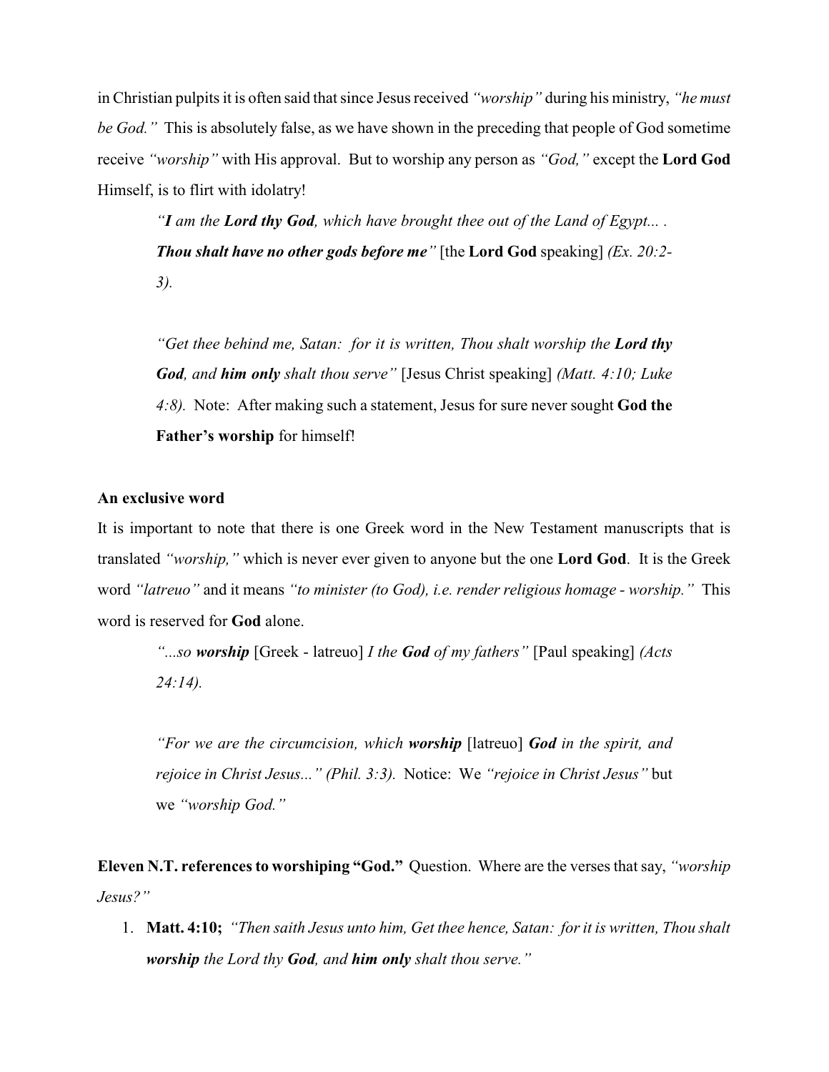in Christian pulpits it is often said that since Jesus received *"worship"* during his ministry, *"he must be God."* This is absolutely false, as we have shown in the preceding that people of God sometime receive *"worship"* with His approval. But to worship any person as *"God,"* except the **Lord God** Himself, is to flirt with idolatry!

> *"**I** am the **Lord thy God**, which have brought thee out of the Land of Egypt... . **Thou shalt have no other gods before me**"* [the **Lord God** speaking] *(Ex. 20:2-3).*
>
> *"Get thee behind me, Satan: for it is written, Thou shalt worship the **Lord thy God**, and **him only** shalt thou serve"* [Jesus Christ speaking] *(Matt. 4:10; Luke 4:8).* Note: After making such a statement, Jesus for sure never sought **God the Father's worship** for himself!

**An exclusive word**

It is important to note that there is one Greek word in the New Testament manuscripts that is translated *"worship,"* which is never ever given to anyone but the one **Lord God**. It is the Greek word *"latreuo"* and it means *"to minister (to God), i.e. render religious homage - worship."* This word is reserved for **God** alone.

> *"...so **worship*** [Greek - latreuo] *I the **God** of my fathers"* [Paul speaking] *(Acts 24:14).*
>
> *"For we are the circumcision, which **worship*** [latreuo] ***God** in the spirit, and rejoice in Christ Jesus..." (Phil. 3:3).* Notice: We *"rejoice in Christ Jesus"* but we *"worship God."*

**Eleven N.T. references to worshiping "God."** Question. Where are the verses that say, *"worship Jesus?"*

1. **Matt. 4:10;** *"Then saith Jesus unto him, Get thee hence, Satan: for it is written, Thou shalt **worship** the Lord thy **God**, and **him only** shalt thou serve."*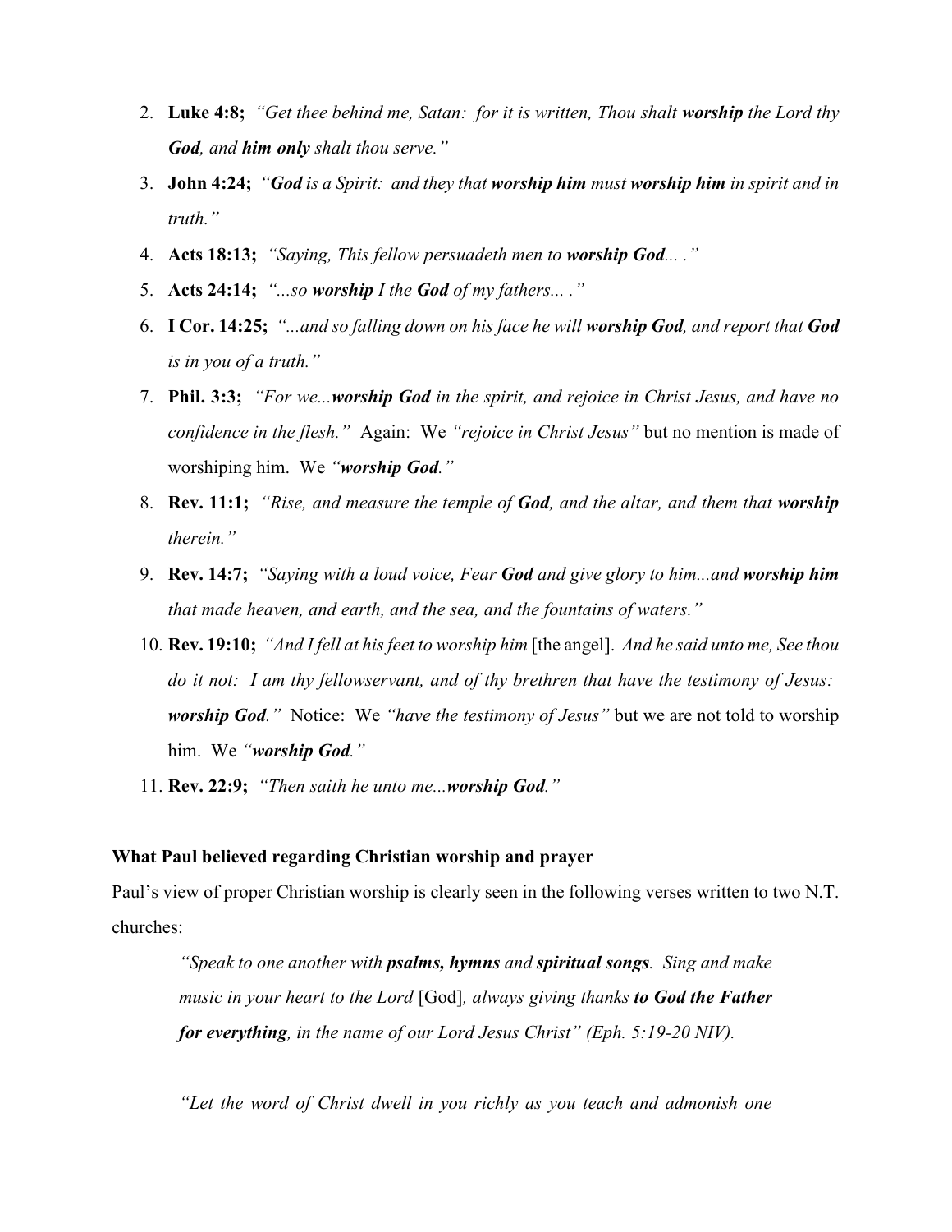2. **Luke 4:8;** *"Get thee behind me, Satan: for it is written, Thou shalt **worship** the Lord thy **God**, and **him only** shalt thou serve."*
3. **John 4:24;** *"**God** is a Spirit: and they that **worship him** must **worship him** in spirit and in truth."*
4. **Acts 18:13;** *"Saying, This fellow persuadeth men to **worship God**... ."*
5. **Acts 24:14;** *"...so **worship** I the **God** of my fathers... ."*
6. **I Cor. 14:25;** *"...and so falling down on his face he will **worship God**, and report that **God** is in you of a truth."*
7. **Phil. 3:3;** *"For we...**worship God** in the spirit, and rejoice in Christ Jesus, and have no confidence in the flesh."* Again: We *"rejoice in Christ Jesus"* but no mention is made of worshiping him. We *"**worship God**."*
8. **Rev. 11:1;** *"Rise, and measure the temple of **God**, and the altar, and them that **worship** therein."*
9. **Rev. 14:7;** *"Saying with a loud voice, Fear **God** and give glory to him...and **worship him** that made heaven, and earth, and the sea, and the fountains of waters."*
10. **Rev. 19:10;** *"And I fell at his feet to worship him* [the angel]. *And he said unto me, See thou do it not: I am thy fellowservant, and of thy brethren that have the testimony of Jesus: **worship God**."* Notice: We *"have the testimony of Jesus"* but we are not told to worship him. We *"**worship God**."*
11. **Rev. 22:9;** *"Then saith he unto me...**worship God**."*

**What Paul believed regarding Christian worship and prayer**

Paul's view of proper Christian worship is clearly seen in the following verses written to two N.T. churches:

> *"Speak to one another with **psalms, hymns** and **spiritual songs**. Sing and make music in your heart to the Lord* [God], *always giving thanks **to God the Father for everything**, in the name of our Lord Jesus Christ" (Eph. 5:19-20 NIV).*

> *"Let the word of Christ dwell in you richly as you teach and admonish one*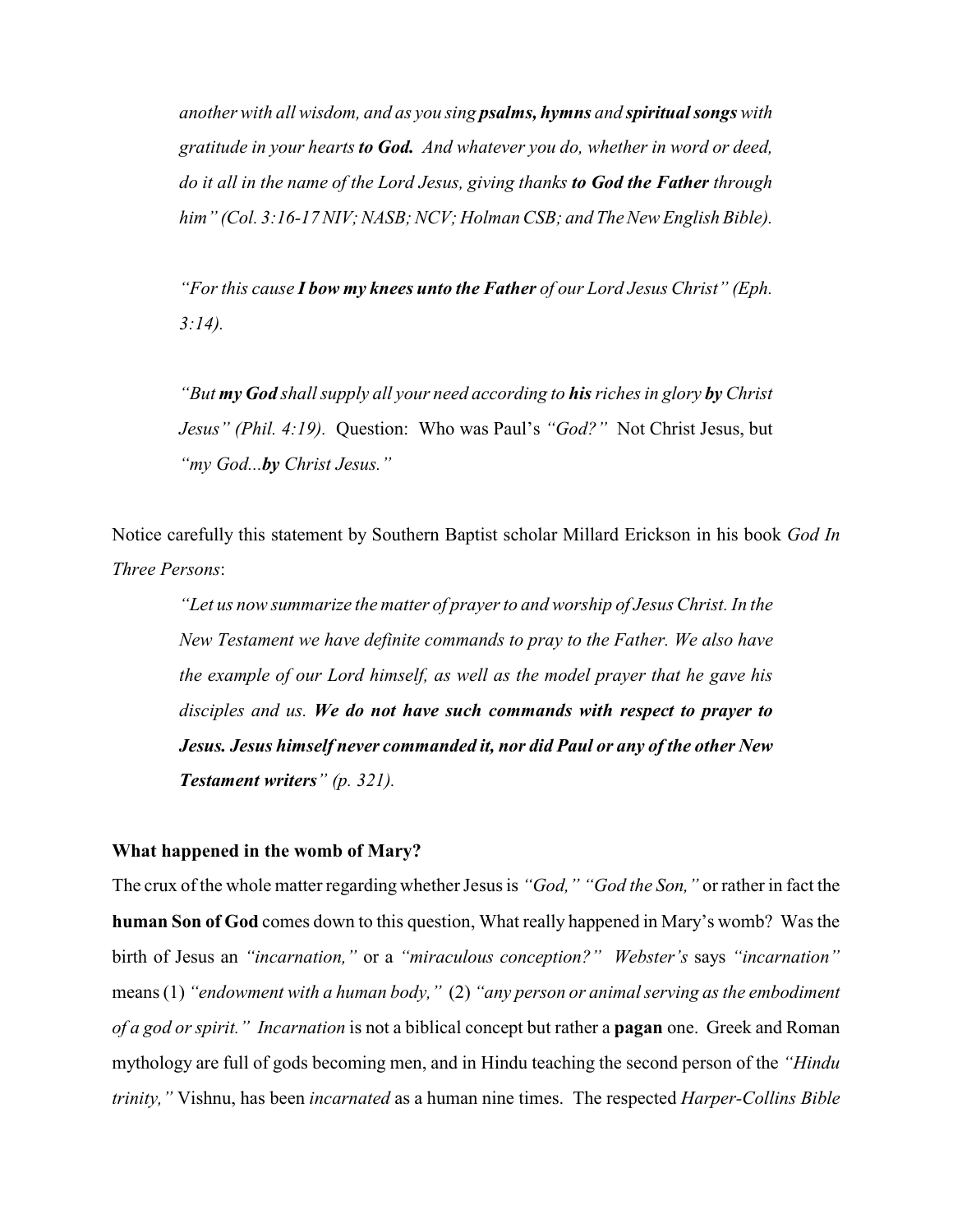> *another with all wisdom, and as you sing **psalms, hymns** and **spiritual songs** with gratitude in your hearts **to God.** And whatever you do, whether in word or deed, do it all in the name of the Lord Jesus, giving thanks **to God the Father** through him" (Col. 3:16-17 NIV; NASB; NCV; Holman CSB; and The New English Bible).*

> *"For this cause **I bow my knees unto the Father** of our Lord Jesus Christ" (Eph. 3:14).*

> *"But **my God** shall supply all your need according to **his** riches in glory **by** Christ Jesus" (Phil. 4:19).* Question: Who was Paul's *"God?"* Not Christ Jesus, but *"my God...**by** Christ Jesus."*

Notice carefully this statement by Southern Baptist scholar Millard Erickson in his book *God In Three Persons*:

> *"Let us now summarize the matter of prayer to and worship of Jesus Christ. In the New Testament we have definite commands to pray to the Father. We also have the example of our Lord himself, as well as the model prayer that he gave his disciples and us. **We do not have such commands with respect to prayer to Jesus. Jesus himself never commanded it, nor did Paul or any of the other New Testament writers**" (p. 321).*

**What happened in the womb of Mary?**

The crux of the whole matter regarding whether Jesus is *"God," "God the Son,"* or rather in fact the **human Son of God** comes down to this question, What really happened in Mary's womb? Was the birth of Jesus an *"incarnation,"* or a *"miraculous conception?" Webster's* says *"incarnation"* means (1) *"endowment with a human body,"* (2) *"any person or animal serving as the embodiment of a god or spirit." Incarnation* is not a biblical concept but rather a **pagan** one. Greek and Roman mythology are full of gods becoming men, and in Hindu teaching the second person of the *"Hindu trinity,"* Vishnu, has been *incarnated* as a human nine times. The respected *Harper-Collins Bible*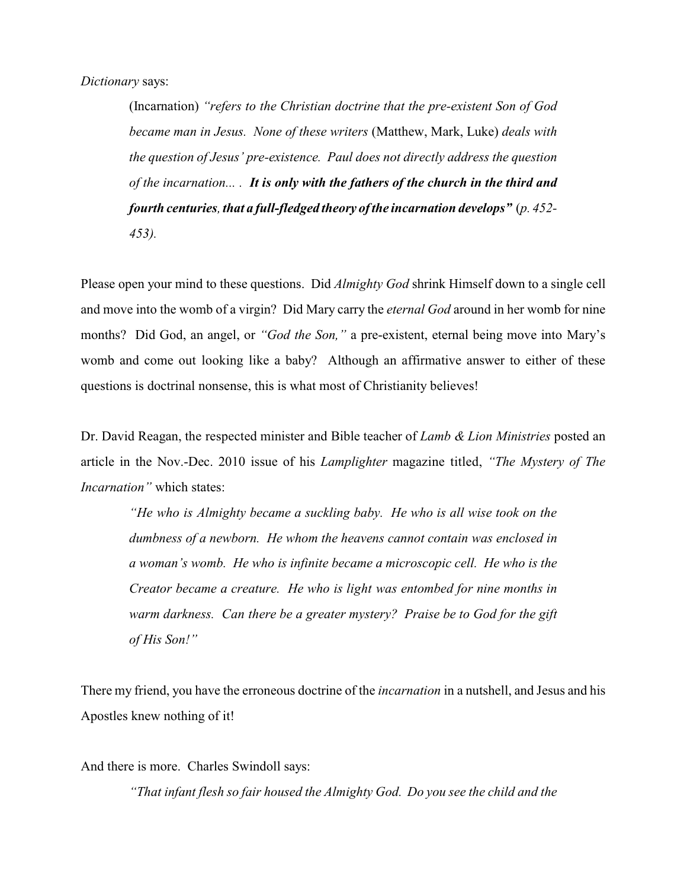*Dictionary* says:

> (Incarnation) *"refers to the Christian doctrine that the pre-existent Son of God became man in Jesus. None of these writers* (Matthew, Mark, Luke) *deals with the question of Jesus' pre-existence. Paul does not directly address the question of the incarnation... .* ***It is only with the fathers of the church in the third and fourth centuries, that a full-fledged theory of the incarnation develops"*** (*p. 452-453).*

Please open your mind to these questions. Did *Almighty God* shrink Himself down to a single cell and move into the womb of a virgin? Did Mary carry the *eternal God* around in her womb for nine months? Did God, an angel, or *"God the Son,"* a pre-existent, eternal being move into Mary's womb and come out looking like a baby? Although an affirmative answer to either of these questions is doctrinal nonsense, this is what most of Christianity believes!

Dr. David Reagan, the respected minister and Bible teacher of *Lamb & Lion Ministries* posted an article in the Nov.-Dec. 2010 issue of his *Lamplighter* magazine titled, *"The Mystery of The Incarnation"* which states:

> *"He who is Almighty became a suckling baby. He who is all wise took on the dumbness of a newborn. He whom the heavens cannot contain was enclosed in a woman's womb. He who is infinite became a microscopic cell. He who is the Creator became a creature. He who is light was entombed for nine months in warm darkness. Can there be a greater mystery? Praise be to God for the gift of His Son!"*

There my friend, you have the erroneous doctrine of the *incarnation* in a nutshell, and Jesus and his Apostles knew nothing of it!

And there is more. Charles Swindoll says:

> *"That infant flesh so fair housed the Almighty God. Do you see the child and the*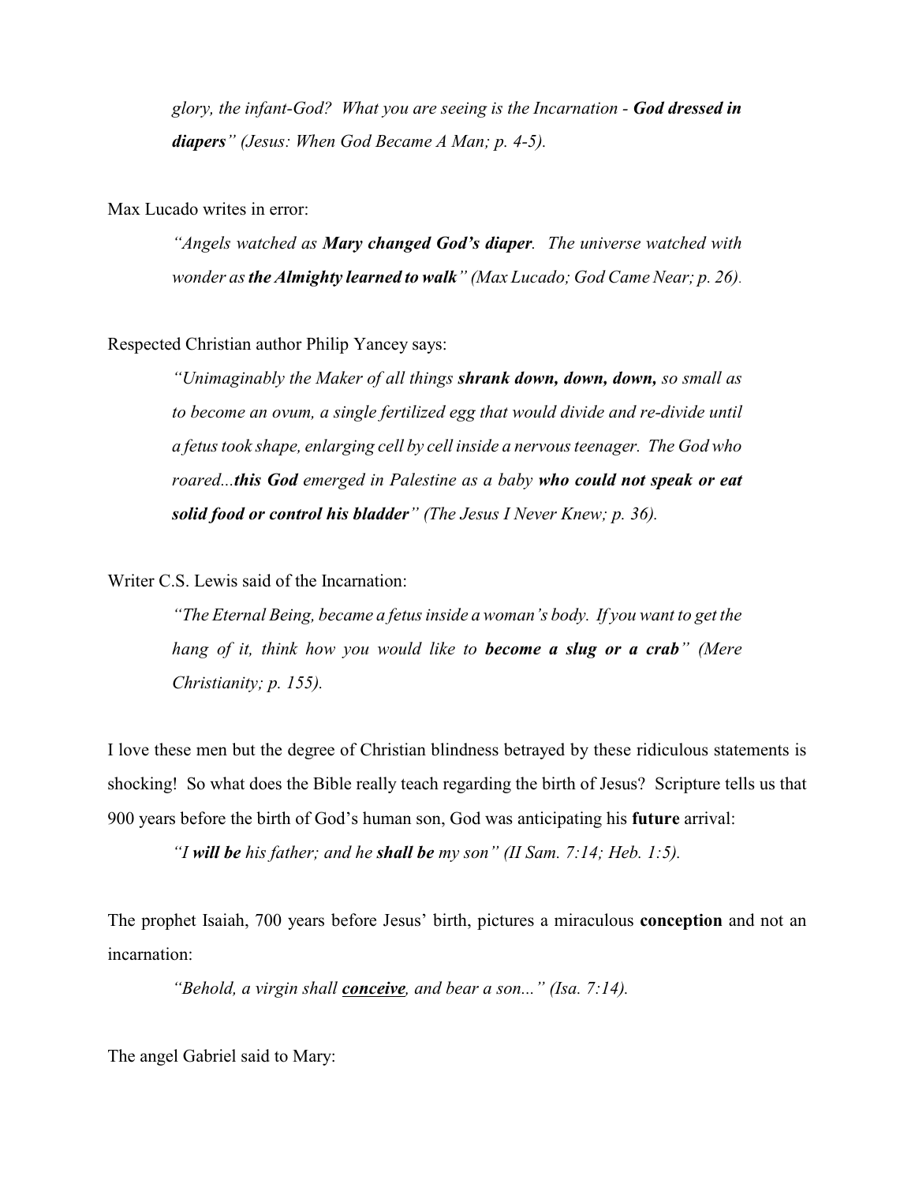*glory, the infant-God? What you are seeing is the Incarnation - **God dressed in diapers**" (Jesus: When God Became A Man; p. 4-5).*

Max Lucado writes in error:

> *"Angels watched as **Mary changed God's diaper**. The universe watched with wonder as **the Almighty learned to walk**" (Max Lucado; God Came Near; p. 26).*

Respected Christian author Philip Yancey says:

> *"Unimaginably the Maker of all things **shrank down, down, down,** so small as to become an ovum, a single fertilized egg that would divide and re-divide until a fetus took shape, enlarging cell by cell inside a nervous teenager. The God who roared...**this God** emerged in Palestine as a baby **who could not speak or eat solid food or control his bladder**" (The Jesus I Never Knew; p. 36).*

Writer C.S. Lewis said of the Incarnation:

> *"The Eternal Being, became a fetus inside a woman's body. If you want to get the hang of it, think how you would like to **become a slug or a crab**" (Mere Christianity; p. 155).*

I love these men but the degree of Christian blindness betrayed by these ridiculous statements is shocking! So what does the Bible really teach regarding the birth of Jesus? Scripture tells us that 900 years before the birth of God's human son, God was anticipating his **future** arrival:

> *"I **will be** his father; and he **shall be** my son" (II Sam. 7:14; Heb. 1:5).*

The prophet Isaiah, 700 years before Jesus' birth, pictures a miraculous **conception** and not an incarnation:

> *"Behold, a virgin shall **<u>conceive</u>**, and bear a son..." (Isa. 7:14).*

The angel Gabriel said to Mary: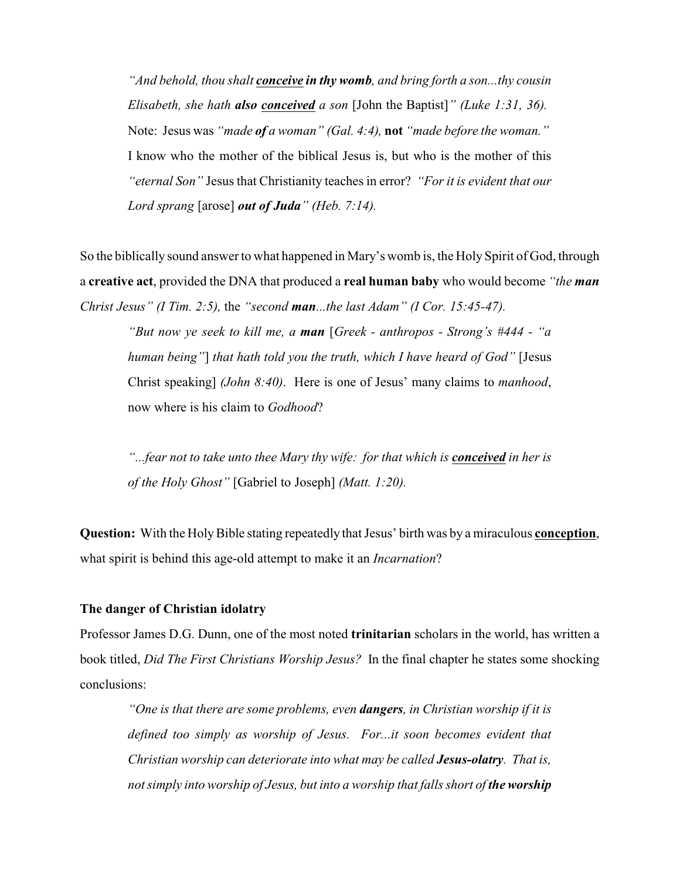*"And behold, thou shalt **conceive in thy womb**, and bring forth a son...thy cousin Elisabeth, she hath **also conceived** a son* [John the Baptist]*" (Luke 1:31, 36).* Note: Jesus was *"made **of** a woman" (Gal. 4:4),* **not** *"made before the woman."* I know who the mother of the biblical Jesus is, but who is the mother of this *"eternal Son"* Jesus that Christianity teaches in error? *"For it is evident that our Lord sprang* [arose] ***out of Juda**" (Heb. 7:14).*

So the biblically sound answer to what happened in Mary's womb is, the Holy Spirit of God, through a **creative act**, provided the DNA that produced a **real human baby** who would become *"the **man** Christ Jesus" (I Tim. 2:5),* the *"second **man**...the last Adam" (I Cor. 15:45-47).*

> *"But now ye seek to kill me, a **man*** [*Greek - anthropos - Strong's #444 - "a human being"*] *that hath told you the truth, which I have heard of God"* [Jesus Christ speaking] *(John 8:40)*. Here is one of Jesus' many claims to *manhood*, now where is his claim to *Godhood*?
>
> *"...fear not to take unto thee Mary thy wife: for that which is **conceived** in her is of the Holy Ghost"* [Gabriel to Joseph] *(Matt. 1:20).*

**Question:** With the Holy Bible stating repeatedly that Jesus' birth was by a miraculous **conception**, what spirit is behind this age-old attempt to make it an *Incarnation*?

**The danger of Christian idolatry**

Professor James D.G. Dunn, one of the most noted **trinitarian** scholars in the world, has written a book titled, *Did The First Christians Worship Jesus?* In the final chapter he states some shocking conclusions:

> *"One is that there are some problems, even **dangers**, in Christian worship if it is defined too simply as worship of Jesus. For...it soon becomes evident that Christian worship can deteriorate into what may be called **Jesus-olatry**. That is, not simply into worship of Jesus, but into a worship that falls short of **the worship***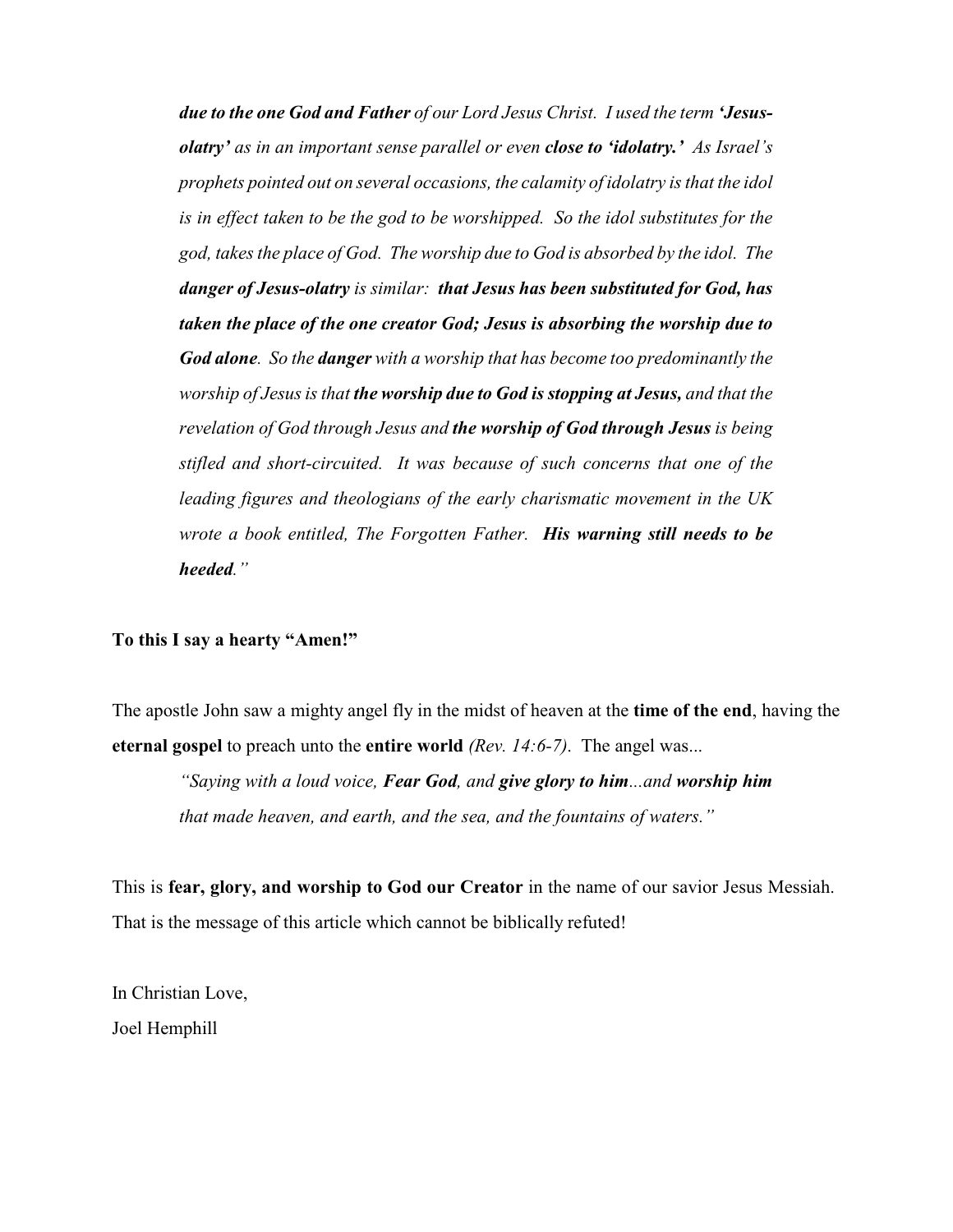> ***due to the one God and Father** of our Lord Jesus Christ. I used the term **'Jesus-olatry'** as in an important sense parallel or even **close to 'idolatry.'** As Israel's prophets pointed out on several occasions, the calamity of idolatry is that the idol is in effect taken to be the god to be worshipped. So the idol substitutes for the god, takes the place of God. The worship due to God is absorbed by the idol. The **danger of Jesus-olatry** is similar: **that Jesus has been substituted for God, has taken the place of the one creator God; Jesus is absorbing the worship due to God alone**. So the **danger** with a worship that has become too predominantly the worship of Jesus is that **the worship due to God is stopping at Jesus,** and that the revelation of God through Jesus and **the worship of God through Jesus** is being stifled and short-circuited. It was because of such concerns that one of the leading figures and theologians of the early charismatic movement in the UK wrote a book entitled, The Forgotten Father. **His warning still needs to be heeded**."*

**To this I say a hearty "Amen!"**

The apostle John saw a mighty angel fly in the midst of heaven at the **time of the end**, having the **eternal gospel** to preach unto the **entire world** *(Rev. 14:6-7)*. The angel was...

> *"Saying with a loud voice, **Fear God**, and **give glory to him**...and **worship him** that made heaven, and earth, and the sea, and the fountains of waters."*

This is **fear, glory, and worship to God our Creator** in the name of our savior Jesus Messiah. That is the message of this article which cannot be biblically refuted!

In Christian Love,
Joel Hemphill